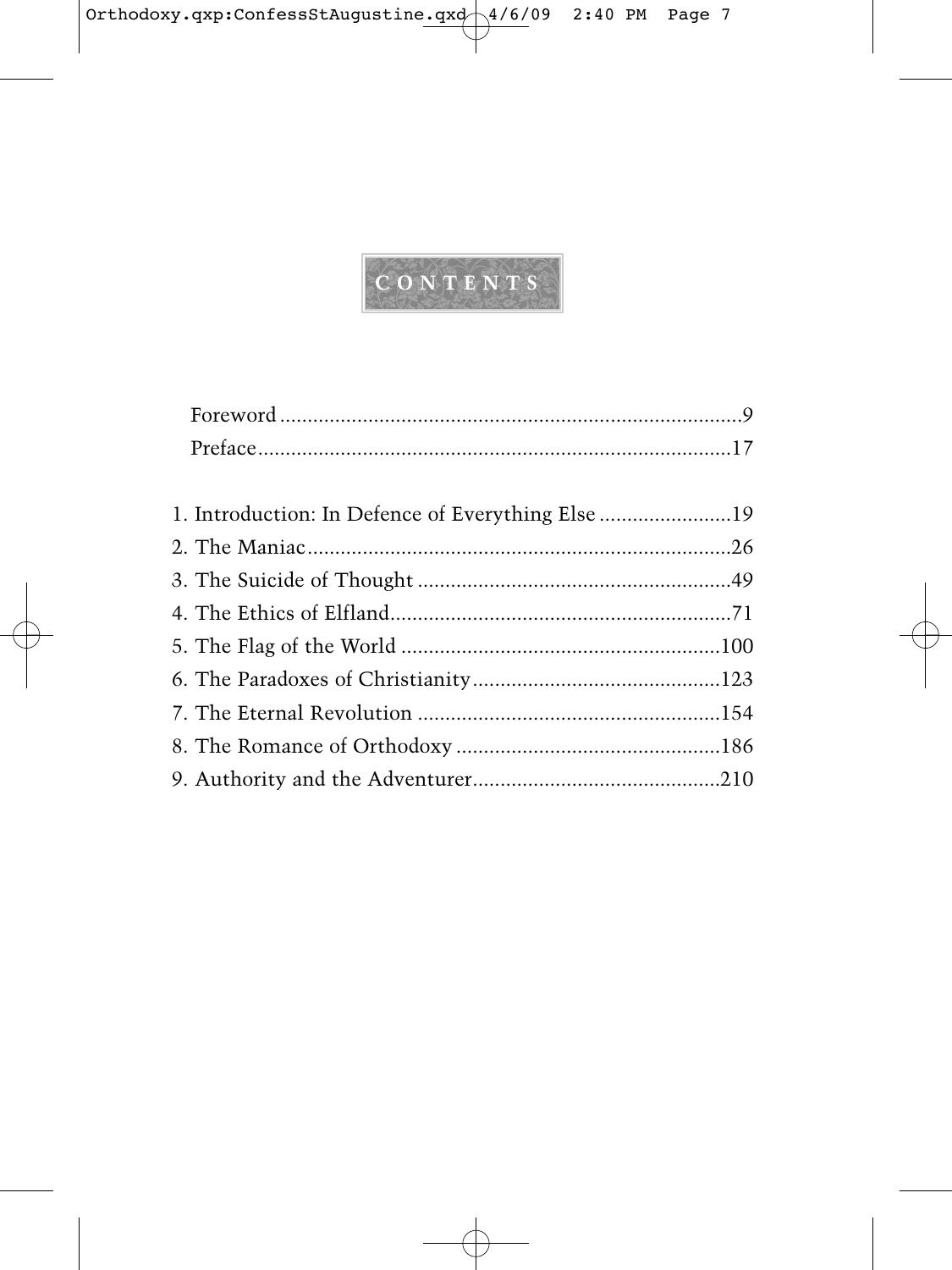# CONTENTS

Foreword .................................................................................9
Preface....................................................................................17

1. Introduction: In Defence of Everything Else ........................19
2. The Maniac.............................................................................26
3. The Suicide of Thought ........................................................49
4. The Ethics of Elfland.............................................................71
5. The Flag of the World .........................................................100
6. The Paradoxes of Christianity............................................123
7. The Eternal Revolution ......................................................154
8. The Romance of Orthodoxy ...............................................186
9. Authority and the Adventurer............................................210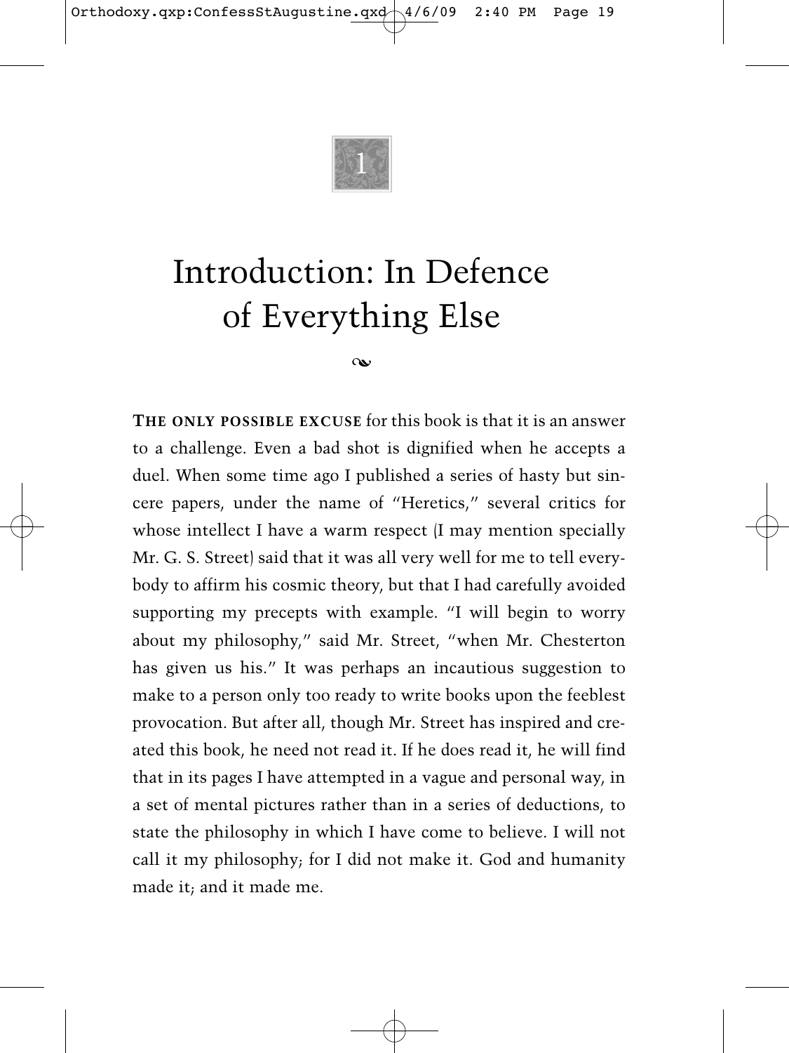1

# Introduction: In Defence of Everything Else

**THE ONLY POSSIBLE EXCUSE** for this book is that it is an answer to a challenge. Even a bad shot is dignified when he accepts a duel. When some time ago I published a series of hasty but sincere papers, under the name of "Heretics," several critics for whose intellect I have a warm respect (I may mention specially Mr. G. S. Street) said that it was all very well for me to tell everybody to affirm his cosmic theory, but that I had carefully avoided supporting my precepts with example. "I will begin to worry about my philosophy," said Mr. Street, "when Mr. Chesterton has given us his." It was perhaps an incautious suggestion to make to a person only too ready to write books upon the feeblest provocation. But after all, though Mr. Street has inspired and created this book, he need not read it. If he does read it, he will find that in its pages I have attempted in a vague and personal way, in a set of mental pictures rather than in a series of deductions, to state the philosophy in which I have come to believe. I will not call it my philosophy; for I did not make it. God and humanity made it; and it made me.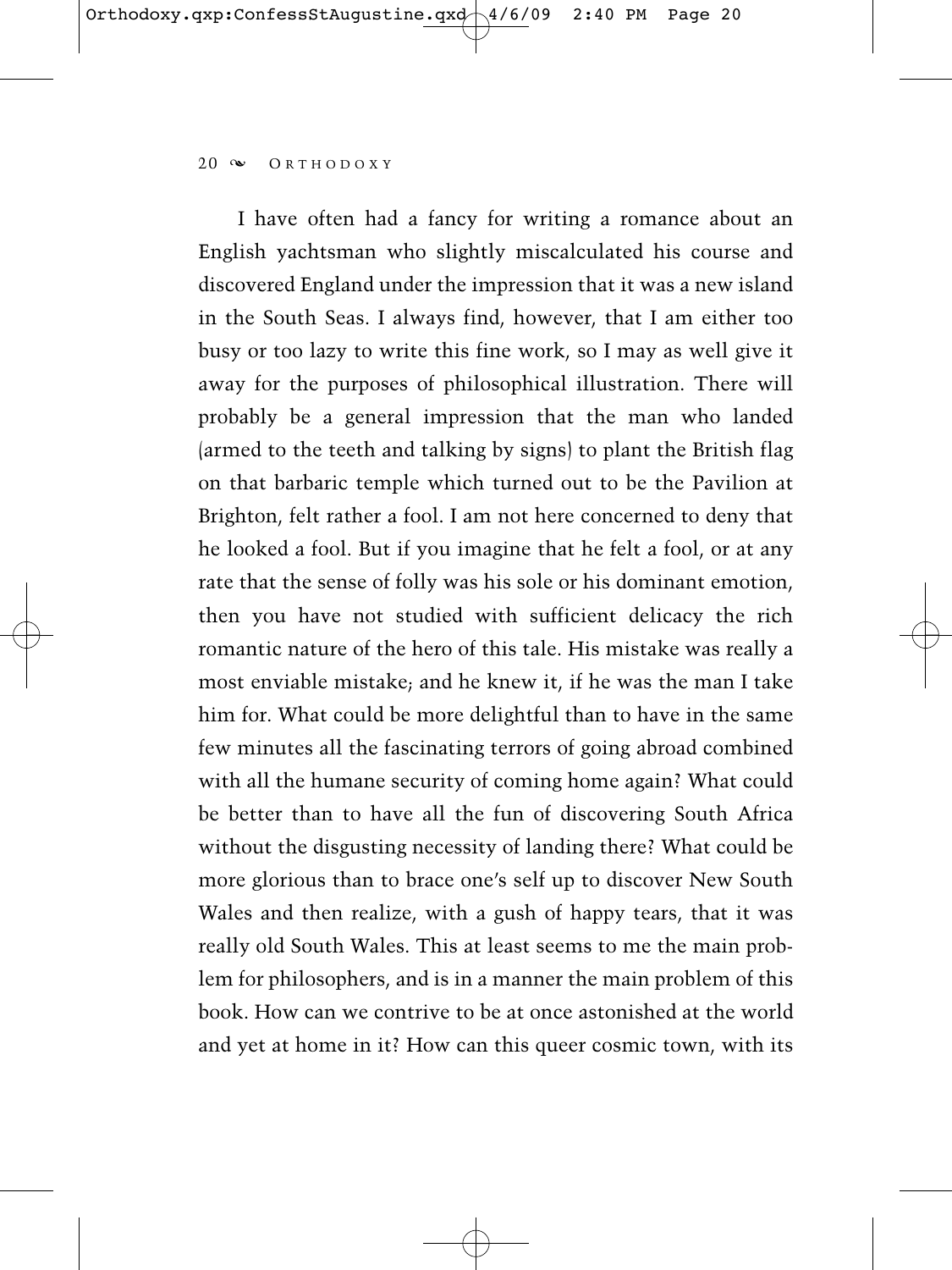I have often had a fancy for writing a romance about an English yachtsman who slightly miscalculated his course and discovered England under the impression that it was a new island in the South Seas. I always find, however, that I am either too busy or too lazy to write this fine work, so I may as well give it away for the purposes of philosophical illustration. There will probably be a general impression that the man who landed (armed to the teeth and talking by signs) to plant the British flag on that barbaric temple which turned out to be the Pavilion at Brighton, felt rather a fool. I am not here concerned to deny that he looked a fool. But if you imagine that he felt a fool, or at any rate that the sense of folly was his sole or his dominant emotion, then you have not studied with sufficient delicacy the rich romantic nature of the hero of this tale. His mistake was really a most enviable mistake; and he knew it, if he was the man I take him for. What could be more delightful than to have in the same few minutes all the fascinating terrors of going abroad combined with all the humane security of coming home again? What could be better than to have all the fun of discovering South Africa without the disgusting necessity of landing there? What could be more glorious than to brace one's self up to discover New South Wales and then realize, with a gush of happy tears, that it was really old South Wales. This at least seems to me the main problem for philosophers, and is in a manner the main problem of this book. How can we contrive to be at once astonished at the world and yet at home in it? How can this queer cosmic town, with its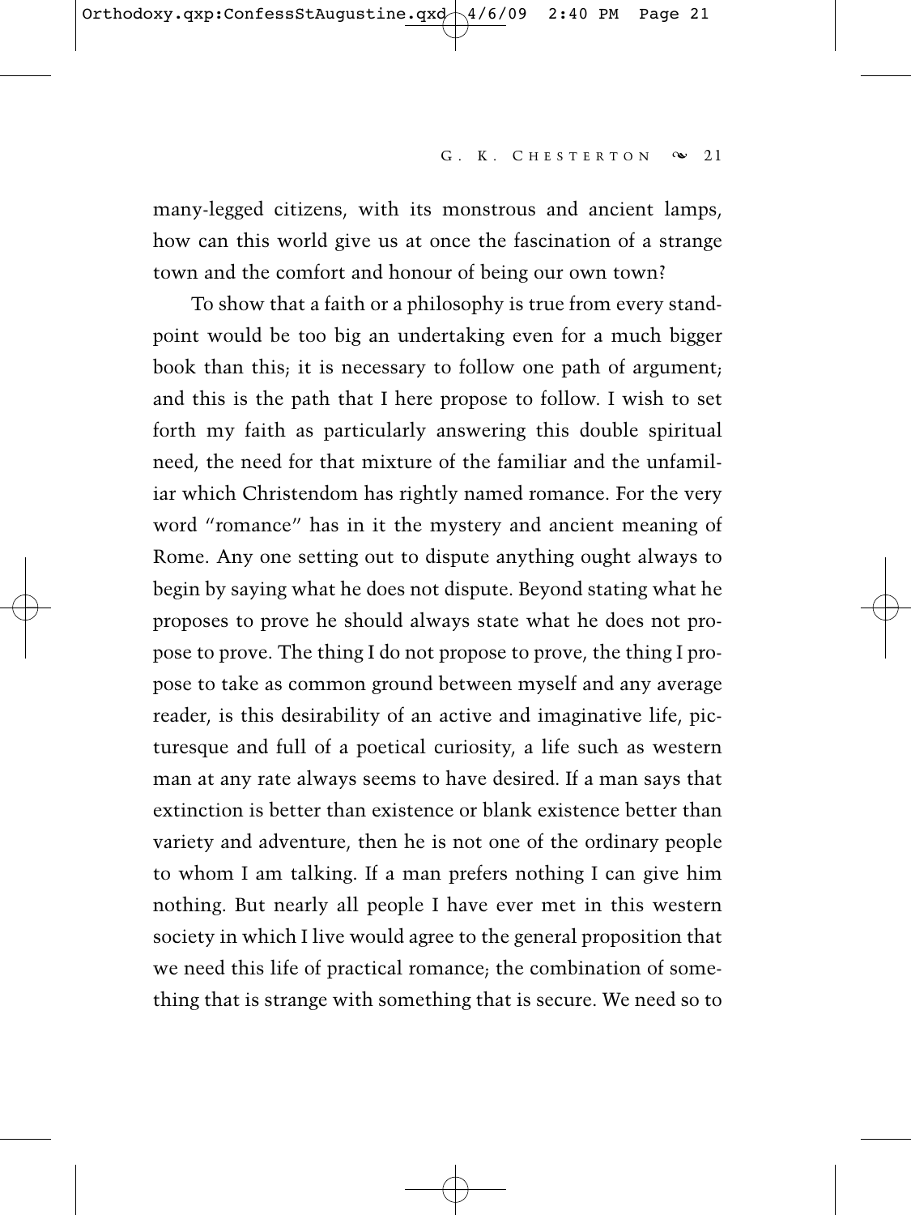many-legged citizens, with its monstrous and ancient lamps, how can this world give us at once the fascination of a strange town and the comfort and honour of being our own town?

To show that a faith or a philosophy is true from every standpoint would be too big an undertaking even for a much bigger book than this; it is necessary to follow one path of argument; and this is the path that I here propose to follow. I wish to set forth my faith as particularly answering this double spiritual need, the need for that mixture of the familiar and the unfamiliar which Christendom has rightly named romance. For the very word "romance" has in it the mystery and ancient meaning of Rome. Any one setting out to dispute anything ought always to begin by saying what he does not dispute. Beyond stating what he proposes to prove he should always state what he does not propose to prove. The thing I do not propose to prove, the thing I propose to take as common ground between myself and any average reader, is this desirability of an active and imaginative life, picturesque and full of a poetical curiosity, a life such as western man at any rate always seems to have desired. If a man says that extinction is better than existence or blank existence better than variety and adventure, then he is not one of the ordinary people to whom I am talking. If a man prefers nothing I can give him nothing. But nearly all people I have ever met in this western society in which I live would agree to the general proposition that we need this life of practical romance; the combination of something that is strange with something that is secure. We need so to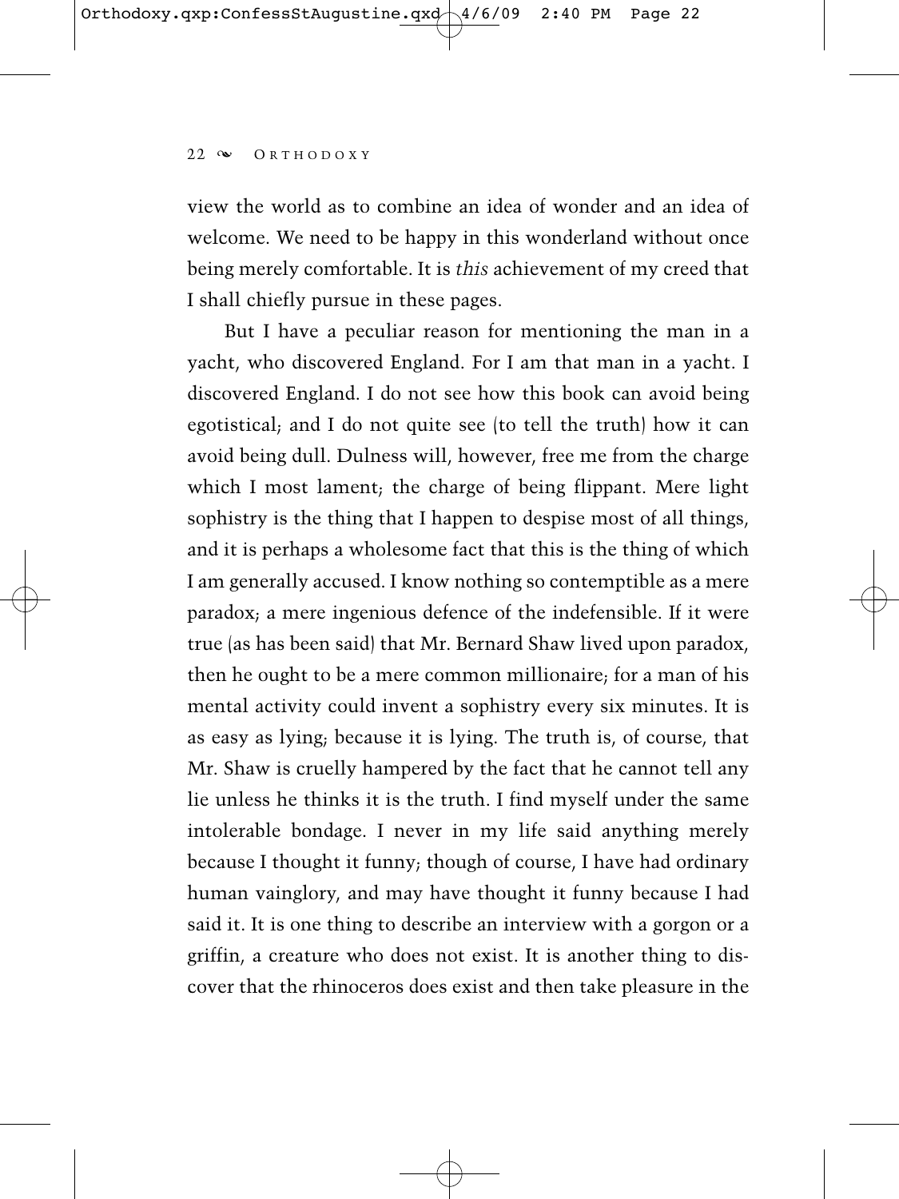view the world as to combine an idea of wonder and an idea of welcome. We need to be happy in this wonderland without once being merely comfortable. It is *this* achievement of my creed that I shall chiefly pursue in these pages.

But I have a peculiar reason for mentioning the man in a yacht, who discovered England. For I am that man in a yacht. I discovered England. I do not see how this book can avoid being egotistical; and I do not quite see (to tell the truth) how it can avoid being dull. Dulness will, however, free me from the charge which I most lament; the charge of being flippant. Mere light sophistry is the thing that I happen to despise most of all things, and it is perhaps a wholesome fact that this is the thing of which I am generally accused. I know nothing so contemptible as a mere paradox; a mere ingenious defence of the indefensible. If it were true (as has been said) that Mr. Bernard Shaw lived upon paradox, then he ought to be a mere common millionaire; for a man of his mental activity could invent a sophistry every six minutes. It is as easy as lying; because it is lying. The truth is, of course, that Mr. Shaw is cruelly hampered by the fact that he cannot tell any lie unless he thinks it is the truth. I find myself under the same intolerable bondage. I never in my life said anything merely because I thought it funny; though of course, I have had ordinary human vainglory, and may have thought it funny because I had said it. It is one thing to describe an interview with a gorgon or a griffin, a creature who does not exist. It is another thing to discover that the rhinoceros does exist and then take pleasure in the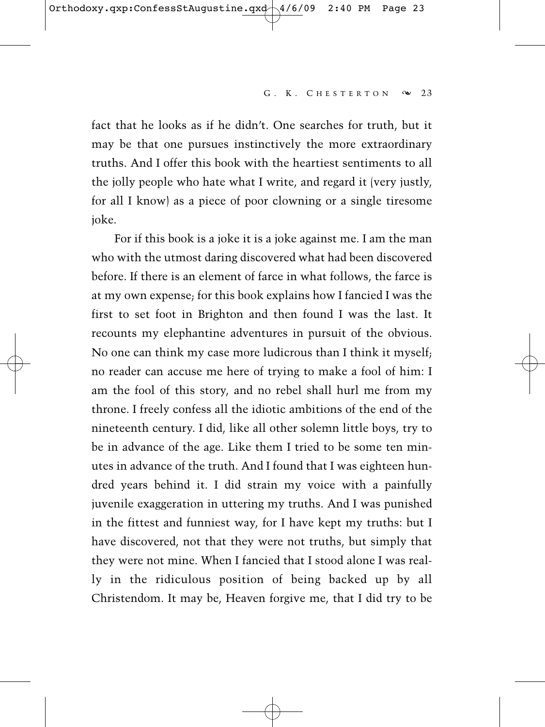fact that he looks as if he didn't. One searches for truth, but it may be that one pursues instinctively the more extraordinary truths. And I offer this book with the heartiest sentiments to all the jolly people who hate what I write, and regard it (very justly, for all I know) as a piece of poor clowning or a single tiresome joke.

For if this book is a joke it is a joke against me. I am the man who with the utmost daring discovered what had been discovered before. If there is an element of farce in what follows, the farce is at my own expense; for this book explains how I fancied I was the first to set foot in Brighton and then found I was the last. It recounts my elephantine adventures in pursuit of the obvious. No one can think my case more ludicrous than I think it myself; no reader can accuse me here of trying to make a fool of him: I am the fool of this story, and no rebel shall hurl me from my throne. I freely confess all the idiotic ambitions of the end of the nineteenth century. I did, like all other solemn little boys, try to be in advance of the age. Like them I tried to be some ten minutes in advance of the truth. And I found that I was eighteen hundred years behind it. I did strain my voice with a painfully juvenile exaggeration in uttering my truths. And I was punished in the fittest and funniest way, for I have kept my truths: but I have discovered, not that they were not truths, but simply that they were not mine. When I fancied that I stood alone I was really in the ridiculous position of being backed up by all Christendom. It may be, Heaven forgive me, that I did try to be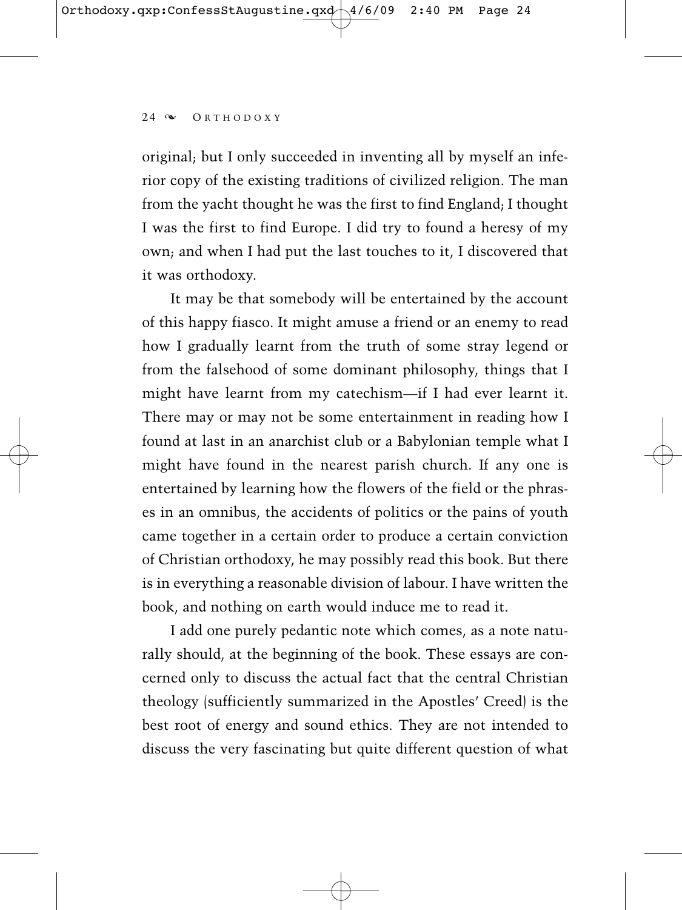original; but I only succeeded in inventing all by myself an inferior copy of the existing traditions of civilized religion. The man from the yacht thought he was the first to find England; I thought I was the first to find Europe. I did try to found a heresy of my own; and when I had put the last touches to it, I discovered that it was orthodoxy.

It may be that somebody will be entertained by the account of this happy fiasco. It might amuse a friend or an enemy to read how I gradually learnt from the truth of some stray legend or from the falsehood of some dominant philosophy, things that I might have learnt from my catechism—if I had ever learnt it. There may or may not be some entertainment in reading how I found at last in an anarchist club or a Babylonian temple what I might have found in the nearest parish church. If any one is entertained by learning how the flowers of the field or the phrases in an omnibus, the accidents of politics or the pains of youth came together in a certain order to produce a certain conviction of Christian orthodoxy, he may possibly read this book. But there is in everything a reasonable division of labour. I have written the book, and nothing on earth would induce me to read it.

I add one purely pedantic note which comes, as a note naturally should, at the beginning of the book. These essays are concerned only to discuss the actual fact that the central Christian theology (sufficiently summarized in the Apostles' Creed) is the best root of energy and sound ethics. They are not intended to discuss the very fascinating but quite different question of what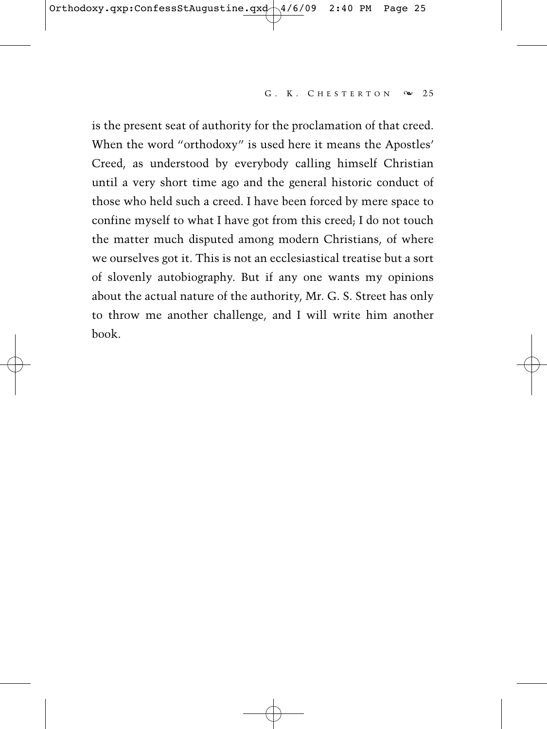is the present seat of authority for the proclamation of that creed. When the word "orthodoxy" is used here it means the Apostles' Creed, as understood by everybody calling himself Christian until a very short time ago and the general historic conduct of those who held such a creed. I have been forced by mere space to confine myself to what I have got from this creed; I do not touch the matter much disputed among modern Christians, of where we ourselves got it. This is not an ecclesiastical treatise but a sort of slovenly autobiography. But if any one wants my opinions about the actual nature of the authority, Mr. G. S. Street has only to throw me another challenge, and I will write him another book.